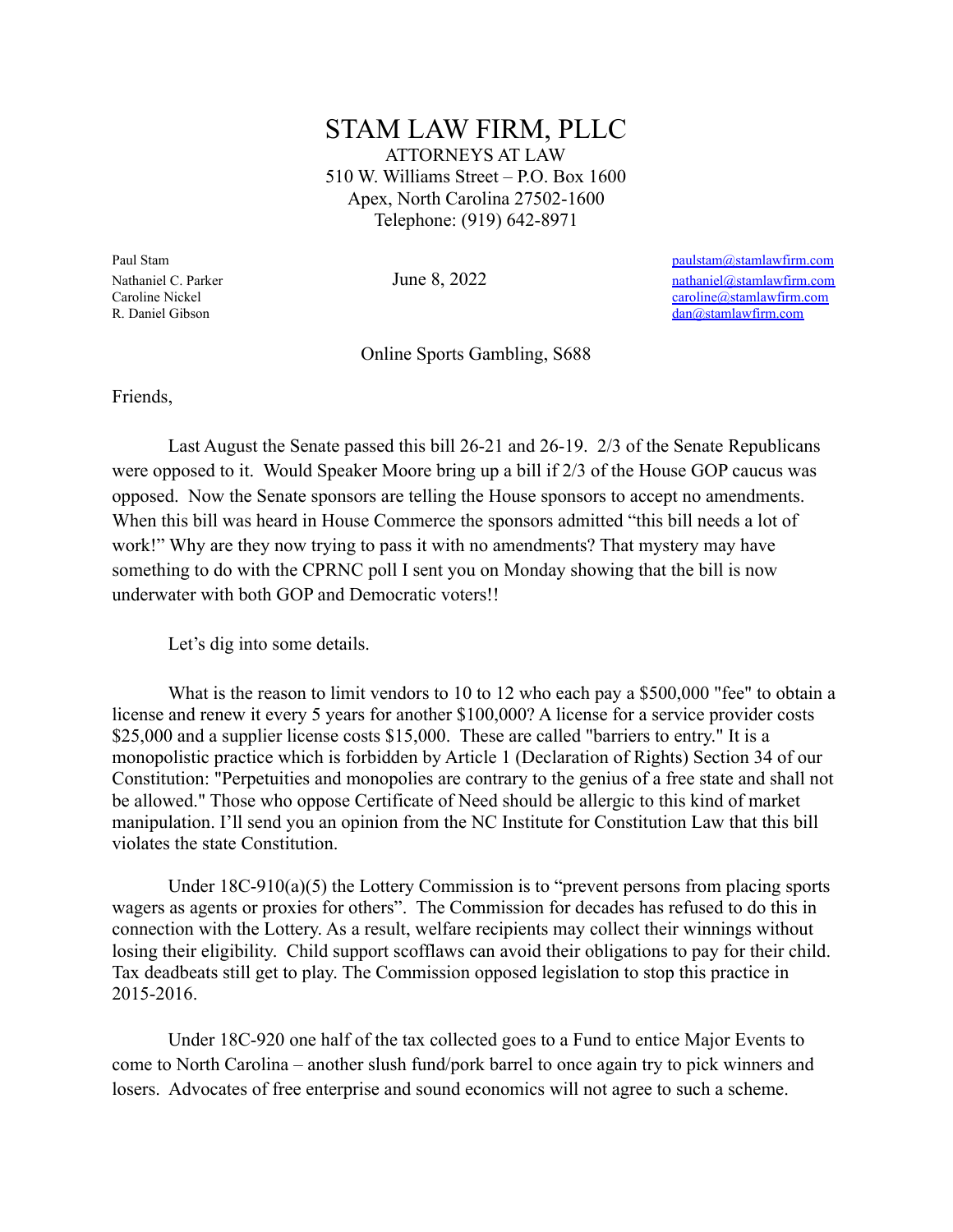# STAM LAW FIRM, PLLC

ATTORNEYS AT LAW
510 W. Williams Street – P.O. Box 1600
Apex, North Carolina 27502-1600
Telephone: (919) 642-8971

Paul Stam — paulstam@stamlawfirm.com
Nathaniel C. Parker — nathaniel@stamlawfirm.com
Caroline Nickel — caroline@stamlawfirm.com
R. Daniel Gibson — dan@stamlawfirm.com

June 8, 2022

Online Sports Gambling, S688

Friends,

Last August the Senate passed this bill 26-21 and 26-19. 2/3 of the Senate Republicans were opposed to it. Would Speaker Moore bring up a bill if 2/3 of the House GOP caucus was opposed. Now the Senate sponsors are telling the House sponsors to accept no amendments. When this bill was heard in House Commerce the sponsors admitted "this bill needs a lot of work!" Why are they now trying to pass it with no amendments? That mystery may have something to do with the CPRNC poll I sent you on Monday showing that the bill is now underwater with both GOP and Democratic voters!!

Let's dig into some details.

What is the reason to limit vendors to 10 to 12 who each pay a $500,000 "fee" to obtain a license and renew it every 5 years for another $100,000? A license for a service provider costs $25,000 and a supplier license costs $15,000. These are called "barriers to entry." It is a monopolistic practice which is forbidden by Article 1 (Declaration of Rights) Section 34 of our Constitution: "Perpetuities and monopolies are contrary to the genius of a free state and shall not be allowed." Those who oppose Certificate of Need should be allergic to this kind of market manipulation. I'll send you an opinion from the NC Institute for Constitution Law that this bill violates the state Constitution.

Under 18C-910(a)(5) the Lottery Commission is to "prevent persons from placing sports wagers as agents or proxies for others". The Commission for decades has refused to do this in connection with the Lottery. As a result, welfare recipients may collect their winnings without losing their eligibility. Child support scofflaws can avoid their obligations to pay for their child. Tax deadbeats still get to play. The Commission opposed legislation to stop this practice in 2015-2016.

Under 18C-920 one half of the tax collected goes to a Fund to entice Major Events to come to North Carolina – another slush fund/pork barrel to once again try to pick winners and losers. Advocates of free enterprise and sound economics will not agree to such a scheme.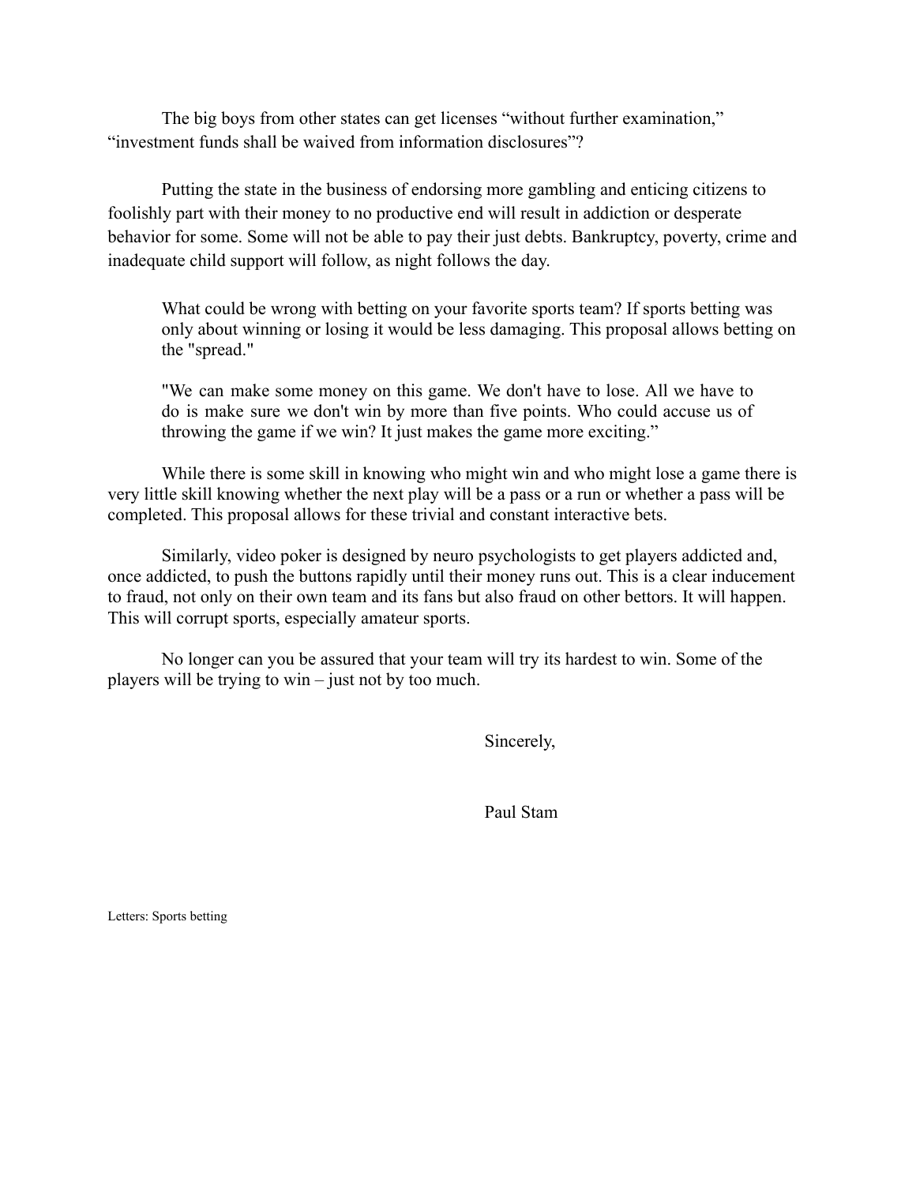The big boys from other states can get licenses "without further examination," "investment funds shall be waived from information disclosures"?

Putting the state in the business of endorsing more gambling and enticing citizens to foolishly part with their money to no productive end will result in addiction or desperate behavior for some. Some will not be able to pay their just debts. Bankruptcy, poverty, crime and inadequate child support will follow, as night follows the day.

> What could be wrong with betting on your favorite sports team? If sports betting was only about winning or losing it would be less damaging. This proposal allows betting on the "spread."
>
> "We can make some money on this game. We don't have to lose. All we have to do is make sure we don't win by more than five points. Who could accuse us of throwing the game if we win? It just makes the game more exciting."

While there is some skill in knowing who might win and who might lose a game there is very little skill knowing whether the next play will be a pass or a run or whether a pass will be completed. This proposal allows for these trivial and constant interactive bets.

Similarly, video poker is designed by neuro psychologists to get players addicted and, once addicted, to push the buttons rapidly until their money runs out. This is a clear inducement to fraud, not only on their own team and its fans but also fraud on other bettors. It will happen. This will corrupt sports, especially amateur sports.

No longer can you be assured that your team will try its hardest to win. Some of the players will be trying to win – just not by too much.

Sincerely,

Paul Stam

Letters: Sports betting